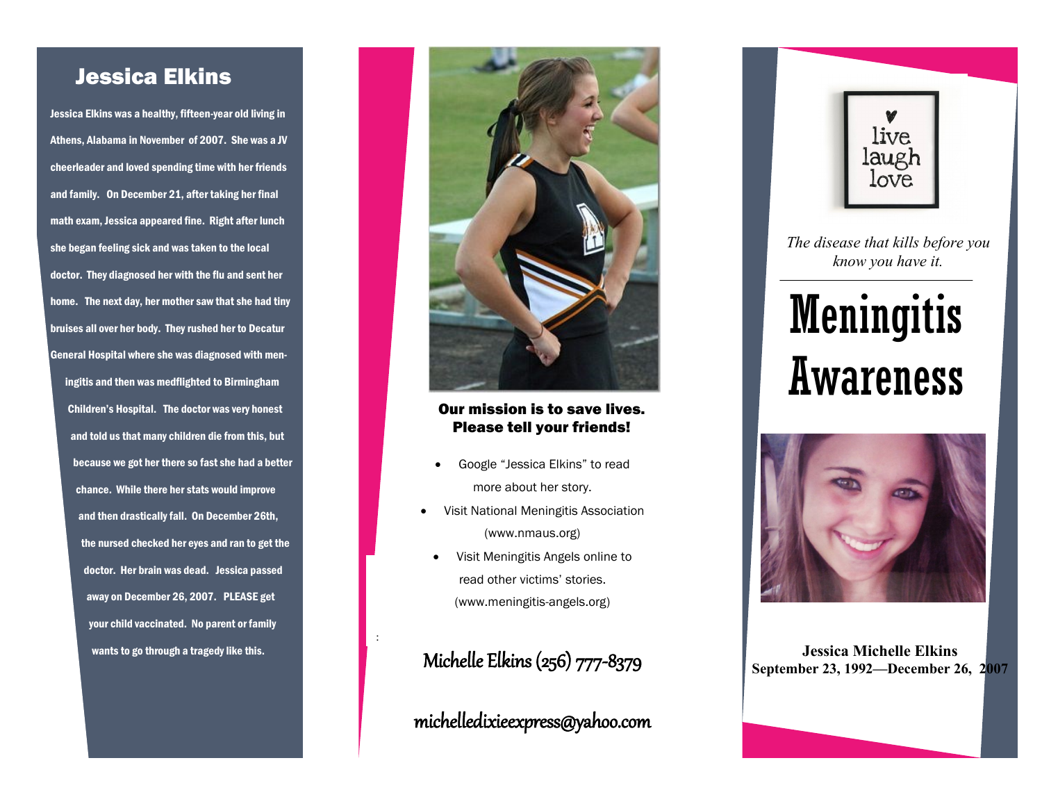## Jessica Elkins

Jessica Elkins was a healthy, fifteen-year old living in Athens, Alabama in November of 2007. She was a JV cheerleader and loved spending time with her friends and family. On December 21, after taking her final math exam, Jessica appeared fine. Right after lunch she began feeling sick and was taken to the local doctor. They diagnosed her with the flu and sent her home. The next day, her mother saw that she had tiny bruises all over her body. They rushed her to Decatur General Hospital where she was diagnosed with meningitis and then was medflighted to Birmingham Children's Hospital. The doctor was very honest and told us that many children die from this, but because we got her there so fast she had a better chance. While there her stats would improve and then drastically fall. On December 26th, the nursed checked her eyes and ran to get the doctor. Her brain was dead. Jessica passed away on December 26, 2007. PLEASE get your child vaccinated. No parent or family wants to go through a tragedy like this.

**Our mission is to save lives. Please tell your friends!**

- Google "Jessica Elkins" to read more about her story.
- Visit National Meningitis Association (www.nmaus.org)
- Visit Meningitis Angels online to read other victims' stories. (www.meningitis-angels.org)

Michelle Elkins (256) 777-8379

michelledixieexpress@yahoo.com

live laugh love

*The disease that kills before you know you have it.*

# Meningitis Awareness

**Jessica Michelle Elkins**
**September 23, 1992—December 26, 2007**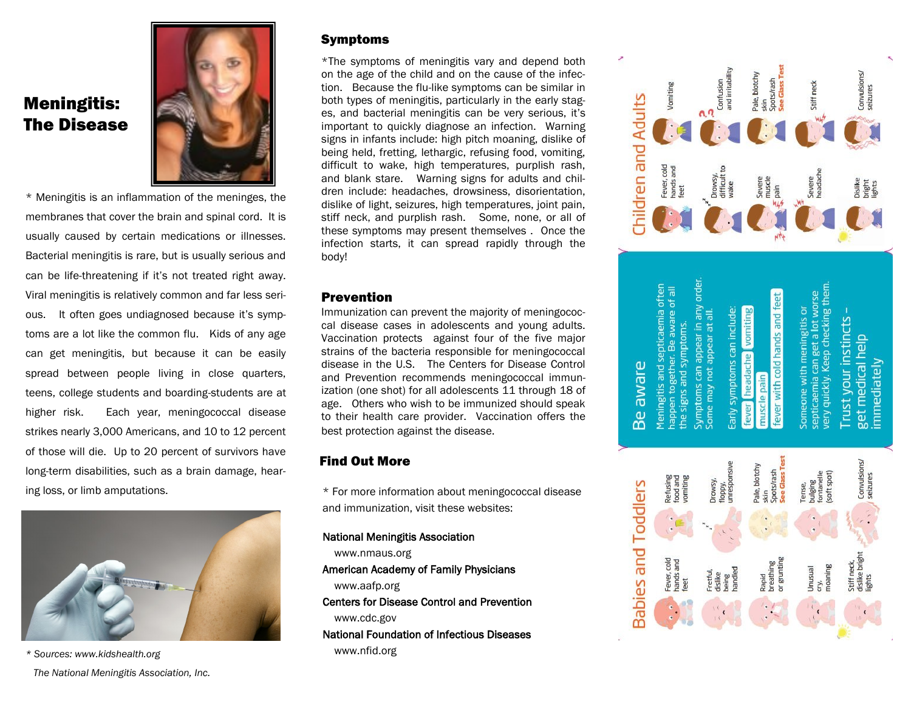# Meningitis: The Disease

* Meningitis is an inflammation of the meninges, the membranes that cover the brain and spinal cord. It is usually caused by certain medications or illnesses. Bacterial meningitis is rare, but is usually serious and can be life-threatening if it's not treated right away. Viral meningitis is relatively common and far less serious. It often goes undiagnosed because it's symptoms are a lot like the common flu. Kids of any age can get meningitis, but because it can be easily spread between people living in close quarters, teens, college students and boarding-students are at higher risk. Each year, meningococcal disease strikes nearly 3,000 Americans, and 10 to 12 percent of those will die. Up to 20 percent of survivors have long-term disabilities, such as a brain damage, hearing loss, or limb amputations.

*\* Sources: www.kidshealth.org*

*The National Meningitis Association, Inc.*

## Symptoms

*The symptoms of meningitis vary and depend both on the age of the child and on the cause of the infection. Because the flu-like symptoms can be similar in both types of meningitis, particularly in the early stages, and bacterial meningitis can be very serious, it's important to quickly diagnose an infection. Warning signs in infants include: high pitch moaning, dislike of being held, fretting, lethargic, refusing food, vomiting, difficult to wake, high temperatures, purplish rash, and blank stare. Warning signs for adults and children include: headaches, drowsiness, disorientation, dislike of light, seizures, high temperatures, joint pain, stiff neck, and purplish rash. Some, none, or all of these symptoms may present themselves . Once the infection starts, it can spread rapidly through the body!

## Prevention

Immunization can prevent the majority of meningococcal disease cases in adolescents and young adults. Vaccination protects against four of the five major strains of the bacteria responsible for meningococcal disease in the U.S. The Centers for Disease Control and Prevention recommends meningococcal immunization (one shot) for all adolescents 11 through 18 of age. Others who wish to be immunized should speak to their health care provider. Vaccination offers the best protection against the disease.

## Find Out More

* For more information about meningococcal disease and immunization, visit these websites:

**National Meningitis Association**
www.nmaus.org

**American Academy of Family Physicians**
www.aafp.org

**Centers for Disease Control and Prevention**
www.cdc.gov

**National Foundation of Infectious Diseases**
www.nfid.org

## Children and Adults

Fever, cold hands and feet
Vomiting
Drowsy, difficult to wake
Confusion and irritability
Severe muscle pain
Pale, blotchy skin Spots/rash **See Glass Test**
Severe headache
Stiff neck
Dislike bright lights
Convulsions/ seizures

## Be aware

Meningitis and septicaemia often happen together. Be aware of all the signs and symptoms.

Symptoms can appear in any order. Some may not appear at all.

Early symptoms can include: fever, headache, vomiting, muscle pain, fever with cold hands and feet

Someone with meningitis or septicaemia can get a lot worse very quickly. Keep checking them.

**Trust your instincts – get medical help immediately**

## Babies and Toddlers

Fever, cold hands and feet
Refusing food and vomiting
Fretful, dislike being handled
Drowsy, floppy, unresponsive
Rapid breathing or grunting
Pale, blotchy skin Spots/rash **See Glass Test**
Unusual cry, moaning
Tense, bulging fontanelle (soft spot)
Stiff neck, dislike bright lights
Convulsions/ seizures